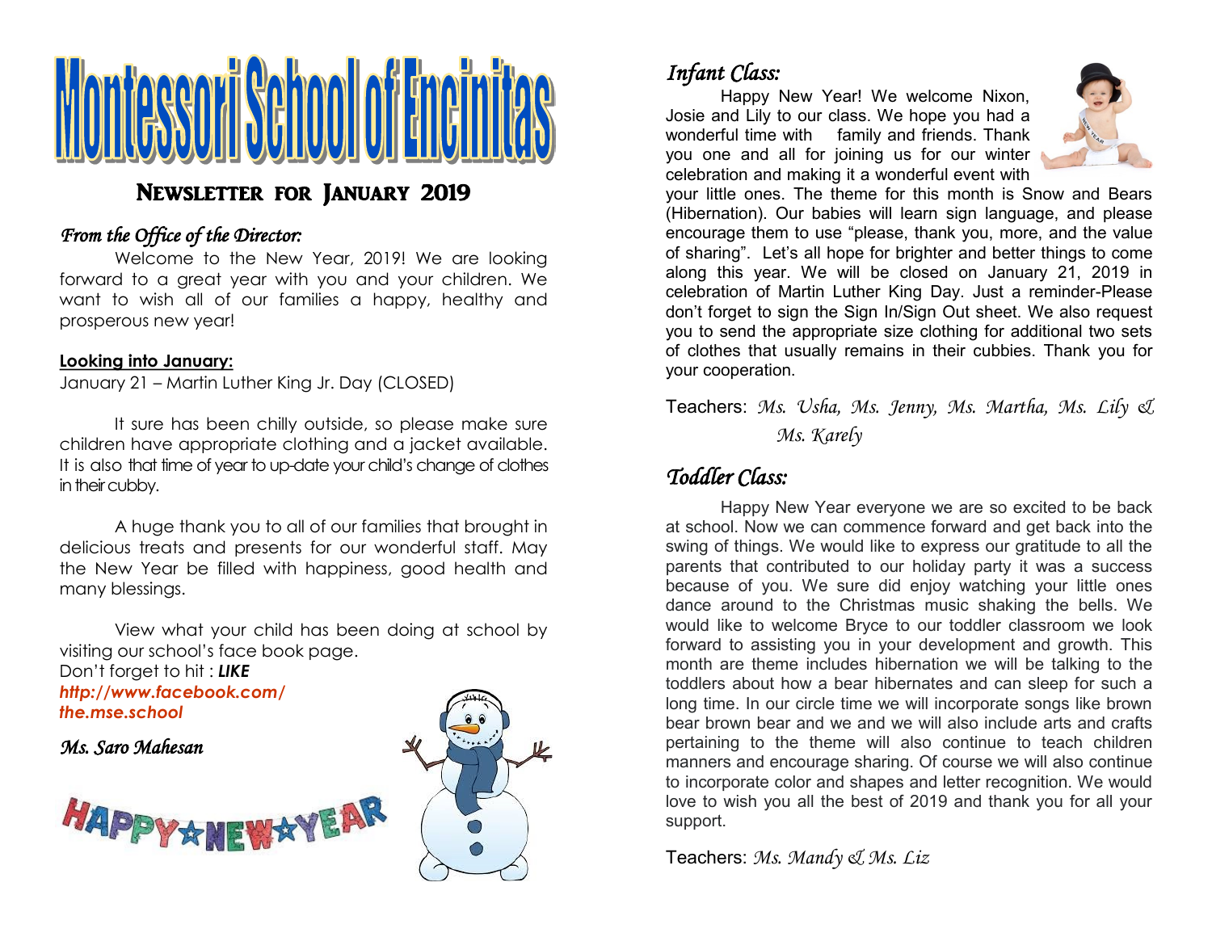# Montessori School of Encinitas

## Newsletter for January 2019

### *From the Office of the Director:*

Welcome to the New Year, 2019! We are looking forward to a great year with you and your children. We want to wish all of our families a happy, healthy and prosperous new year!

**Looking into January:**

January 21 – Martin Luther King Jr. Day (CLOSED)

It sure has been chilly outside, so please make sure children have appropriate clothing and a jacket available. It is also that time of year to up-date your child's change of clothes in their cubby.

A huge thank you to all of our families that brought in delicious treats and presents for our wonderful staff. May the New Year be filled with happiness, good health and many blessings.

View what your child has been doing at school by visiting our school's face book page.
Don't forget to hit : ***LIKE***
***http://www.facebook.com/the.mse.school***

*Ms. Saro Mahesan*

HAPPY NEW YEAR

### *Infant Class:*

Happy New Year! We welcome Nixon, Josie and Lily to our class. We hope you had a wonderful time with family and friends. Thank you one and all for joining us for our winter celebration and making it a wonderful event with your little ones. The theme for this month is Snow and Bears (Hibernation). Our babies will learn sign language, and please encourage them to use "please, thank you, more, and the value of sharing". Let's all hope for brighter and better things to come along this year. We will be closed on January 21, 2019 in celebration of Martin Luther King Day. Just a reminder-Please don't forget to sign the Sign In/Sign Out sheet. We also request you to send the appropriate size clothing for additional two sets of clothes that usually remains in their cubbies. Thank you for your cooperation.

Teachers: *Ms. Usha, Ms. Jenny, Ms. Martha, Ms. Lily & Ms. Karely*

### *Toddler Class:*

Happy New Year everyone we are so excited to be back at school. Now we can commence forward and get back into the swing of things. We would like to express our gratitude to all the parents that contributed to our holiday party it was a success because of you. We sure did enjoy watching your little ones dance around to the Christmas music shaking the bells. We would like to welcome Bryce to our toddler classroom we look forward to assisting you in your development and growth. This month are theme includes hibernation we will be talking to the toddlers about how a bear hibernates and can sleep for such a long time. In our circle time we will incorporate songs like brown bear brown bear and we and we will also include arts and crafts pertaining to the theme will also continue to teach children manners and encourage sharing. Of course we will also continue to incorporate color and shapes and letter recognition. We would love to wish you all the best of 2019 and thank you for all your support.

Teachers: *Ms. Mandy & Ms. Liz*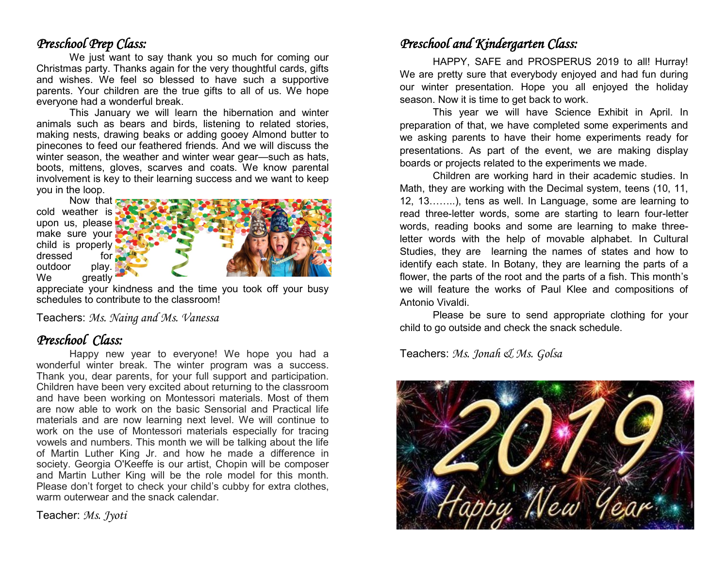## *Preschool Prep Class:*

We just want to say thank you so much for coming our Christmas party. Thanks again for the very thoughtful cards, gifts and wishes. We feel so blessed to have such a supportive parents. Your children are the true gifts to all of us. We hope everyone had a wonderful break.

This January we will learn the hibernation and winter animals such as bears and birds, listening to related stories, making nests, drawing beaks or adding gooey Almond butter to pinecones to feed our feathered friends. And we will discuss the winter season, the weather and winter wear gear—such as hats, boots, mittens, gloves, scarves and coats. We know parental involvement is key to their learning success and we want to keep you in the loop.

Now that cold weather is upon us, please make sure your child is properly dressed for outdoor play. We greatly appreciate your kindness and the time you took off your busy schedules to contribute to the classroom!

Teachers: *Ms. Naing and Ms. Vanessa*

## *Preschool Class:*

Happy new year to everyone! We hope you had a wonderful winter break. The winter program was a success. Thank you, dear parents, for your full support and participation. Children have been very excited about returning to the classroom and have been working on Montessori materials. Most of them are now able to work on the basic Sensorial and Practical life materials and are now learning next level. We will continue to work on the use of Montessori materials especially for tracing vowels and numbers. This month we will be talking about the life of Martin Luther King Jr. and how he made a difference in society. Georgia O'Keeffe is our artist, Chopin will be composer and Martin Luther King will be the role model for this month. Please don't forget to check your child's cubby for extra clothes, warm outerwear and the snack calendar.

Teacher: *Ms. Jyoti*

## *Preschool and Kindergarten Class:*

HAPPY, SAFE and PROSPERUS 2019 to all! Hurray! We are pretty sure that everybody enjoyed and had fun during our winter presentation. Hope you all enjoyed the holiday season. Now it is time to get back to work.

This year we will have Science Exhibit in April. In preparation of that, we have completed some experiments and we asking parents to have their home experiments ready for presentations. As part of the event, we are making display boards or projects related to the experiments we made.

Children are working hard in their academic studies. In Math, they are working with the Decimal system, teens (10, 11, 12, 13……..), tens as well. In Language, some are learning to read three-letter words, some are starting to learn four-letter words, reading books and some are learning to make three-letter words with the help of movable alphabet. In Cultural Studies, they are learning the names of states and how to identify each state. In Botany, they are learning the parts of a flower, the parts of the root and the parts of a fish. This month's we will feature the works of Paul Klee and compositions of Antonio Vivaldi.

Please be sure to send appropriate clothing for your child to go outside and check the snack schedule.

Teachers: *Ms. Jonah & Ms. Golsa*